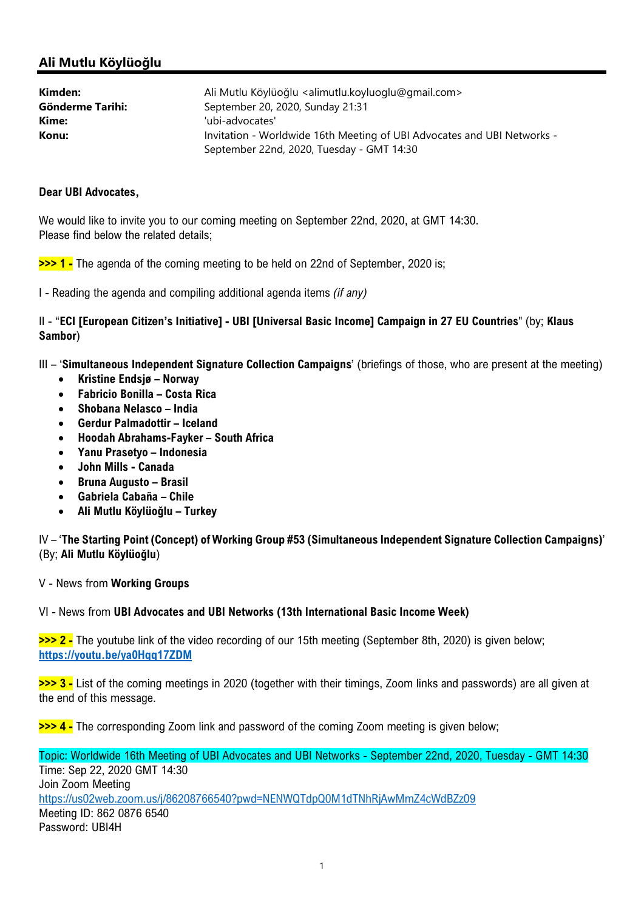## Ali Mutlu Köylüoğlu

| | |
|---|---|
| **Kimden:** | Ali Mutlu Köylüoğlu <alimutlu.koyluoglu@gmail.com> |
| **Gönderme Tarihi:** | September 20, 2020, Sunday 21:31 |
| **Kime:** | 'ubi-advocates' |
| **Konu:** | Invitation - Worldwide 16th Meeting of UBI Advocates and UBI Networks - September 22nd, 2020, Tuesday - GMT 14:30 |

**Dear UBI Advocates,**

We would like to invite you to our coming meeting on September 22nd, 2020, at GMT 14:30.
Please find below the related details;

**>>> 1 -** The agenda of the coming meeting to be held on 22nd of September, 2020 is;

I - Reading the agenda and compiling additional agenda items *(if any)*

II - "**ECI [European Citizen's Initiative] - UBI [Universal Basic Income] Campaign in 27 EU Countries**" (by; **Klaus Sambor**)

III – '**Simultaneous Independent Signature Collection Campaigns**' (briefings of those, who are present at the meeting)

- **Kristine Endsjø – Norway**
- **Fabricio Bonilla – Costa Rica**
- **Shobana Nelasco – India**
- **Gerdur Palmadottir – Iceland**
- **Hoodah Abrahams-Fayker – South Africa**
- **Yanu Prasetyo – Indonesia**
- **John Mills - Canada**
- **Bruna Augusto – Brasil**
- **Gabriela Cabaña – Chile**
- **Ali Mutlu Köylüoğlu – Turkey**

IV – '**The Starting Point (Concept) of Working Group #53 (Simultaneous Independent Signature Collection Campaigns)**' (By; **Ali Mutlu Köylüoğlu**)

V - News from **Working Groups**

VI - News from **UBI Advocates and UBI Networks (13th International Basic Income Week)**

**>>> 2 -** The youtube link of the video recording of our 15th meeting (September 8th, 2020) is given below;
**https://youtu.be/ya0Hqq17ZDM**

**>>> 3 -** List of the coming meetings in 2020 (together with their timings, Zoom links and passwords) are all given at the end of this message.

**>>> 4 -** The corresponding Zoom link and password of the coming Zoom meeting is given below;

Topic: Worldwide 16th Meeting of UBI Advocates and UBI Networks - September 22nd, 2020, Tuesday - GMT 14:30
Time: Sep 22, 2020 GMT 14:30
Join Zoom Meeting
https://us02web.zoom.us/j/86208766540?pwd=NENWQTdpQ0M1dTNhRjAwMmZ4cWdBZz09
Meeting ID: 862 0876 6540
Password: UBI4H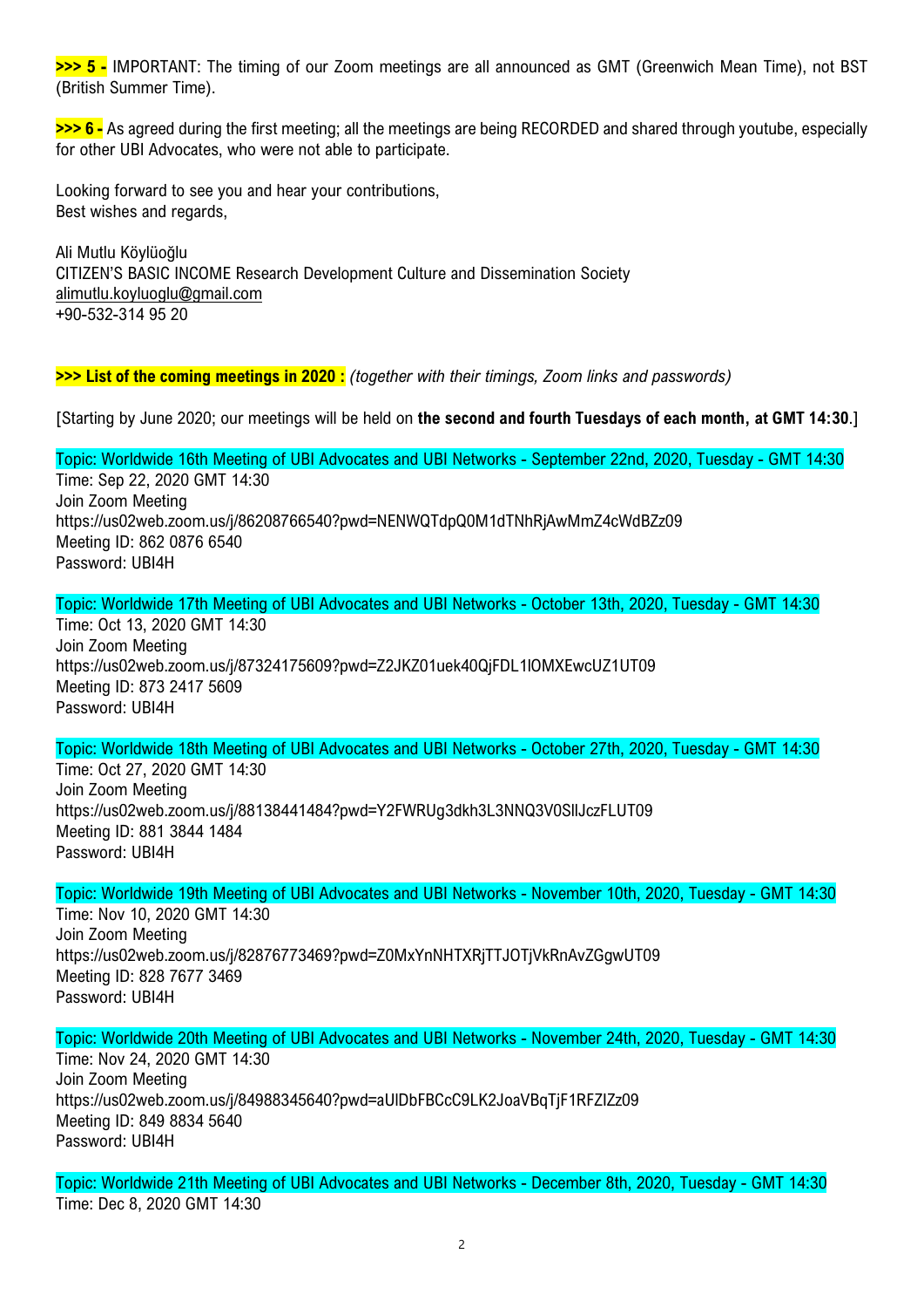**>>> 5 -** IMPORTANT: The timing of our Zoom meetings are all announced as GMT (Greenwich Mean Time), not BST (British Summer Time).

**>>> 6 -** As agreed during the first meeting; all the meetings are being RECORDED and shared through youtube, especially for other UBI Advocates, who were not able to participate.

Looking forward to see you and hear your contributions,
Best wishes and regards,

Ali Mutlu Köylüoğlu
CITIZEN'S BASIC INCOME Research Development Culture and Dissemination Society
alimutlu.koyluoglu@gmail.com
+90-532-314 95 20

**>>> List of the coming meetings in 2020 :** *(together with their timings, Zoom links and passwords)*

[Starting by June 2020; our meetings will be held on **the second and fourth Tuesdays of each month, at GMT 14:30**.]

Topic: Worldwide 16th Meeting of UBI Advocates and UBI Networks - September 22nd, 2020, Tuesday - GMT 14:30
Time: Sep 22, 2020 GMT 14:30
Join Zoom Meeting
https://us02web.zoom.us/j/86208766540?pwd=NENWQTdpQ0M1dTNhRjAwMmZ4cWdBZz09
Meeting ID: 862 0876 6540
Password: UBI4H

Topic: Worldwide 17th Meeting of UBI Advocates and UBI Networks - October 13th, 2020, Tuesday - GMT 14:30
Time: Oct 13, 2020 GMT 14:30
Join Zoom Meeting
https://us02web.zoom.us/j/87324175609?pwd=Z2JKZ01uek40QjFDL1lOMXEwcUZ1UT09
Meeting ID: 873 2417 5609
Password: UBI4H

Topic: Worldwide 18th Meeting of UBI Advocates and UBI Networks - October 27th, 2020, Tuesday - GMT 14:30
Time: Oct 27, 2020 GMT 14:30
Join Zoom Meeting
https://us02web.zoom.us/j/88138441484?pwd=Y2FWRUg3dkh3L3NNQ3V0SllJczFLUT09
Meeting ID: 881 3844 1484
Password: UBI4H

Topic: Worldwide 19th Meeting of UBI Advocates and UBI Networks - November 10th, 2020, Tuesday - GMT 14:30
Time: Nov 10, 2020 GMT 14:30
Join Zoom Meeting
https://us02web.zoom.us/j/82876773469?pwd=Z0MxYnNHTXRjTTJOTjVkRnAvZGgwUT09
Meeting ID: 828 7677 3469
Password: UBI4H

Topic: Worldwide 20th Meeting of UBI Advocates and UBI Networks - November 24th, 2020, Tuesday - GMT 14:30
Time: Nov 24, 2020 GMT 14:30
Join Zoom Meeting
https://us02web.zoom.us/j/84988345640?pwd=aUlDbFBCcC9LK2JoaVBqTjF1RFZIZz09
Meeting ID: 849 8834 5640
Password: UBI4H

Topic: Worldwide 21th Meeting of UBI Advocates and UBI Networks - December 8th, 2020, Tuesday - GMT 14:30
Time: Dec 8, 2020 GMT 14:30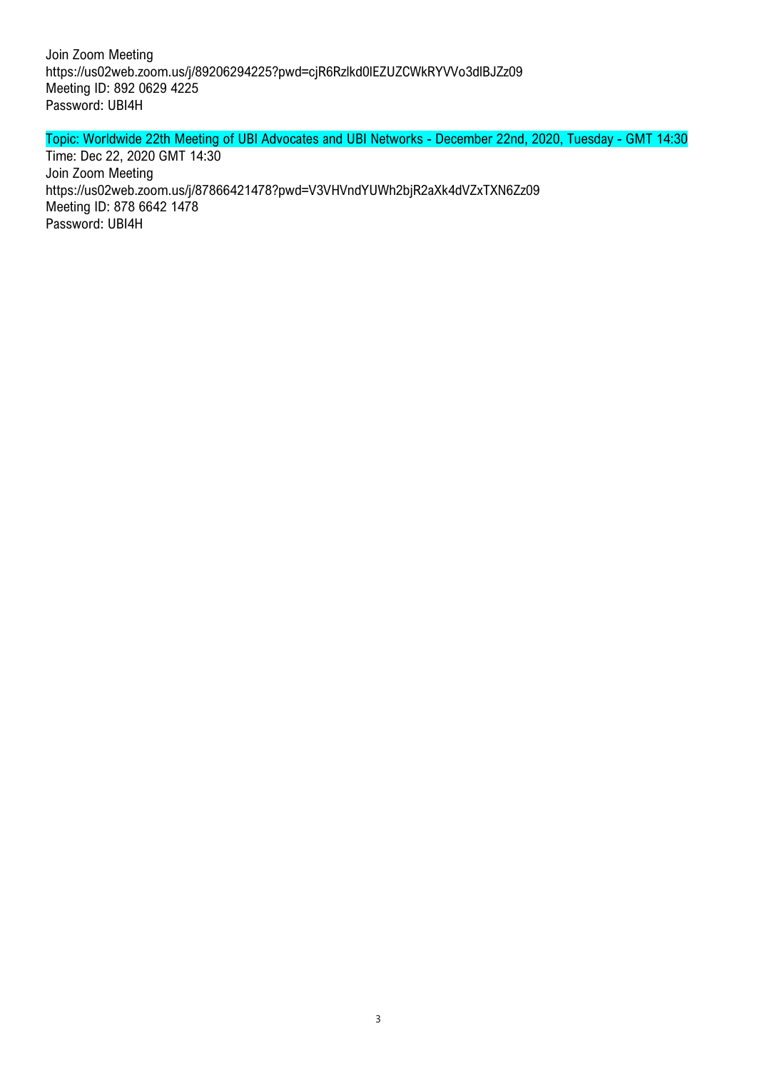Join Zoom Meeting
https://us02web.zoom.us/j/89206294225?pwd=cjR6Rzlkd0lEZUZCWkRYVVo3dlBJZz09
Meeting ID: 892 0629 4225
Password: UBI4H

Topic: Worldwide 22th Meeting of UBI Advocates and UBI Networks - December 22nd, 2020, Tuesday - GMT 14:30
Time: Dec 22, 2020 GMT 14:30
Join Zoom Meeting
https://us02web.zoom.us/j/87866421478?pwd=V3VHVndYUWh2bjR2aXk4dVZxTXN6Zz09
Meeting ID: 878 6642 1478
Password: UBI4H